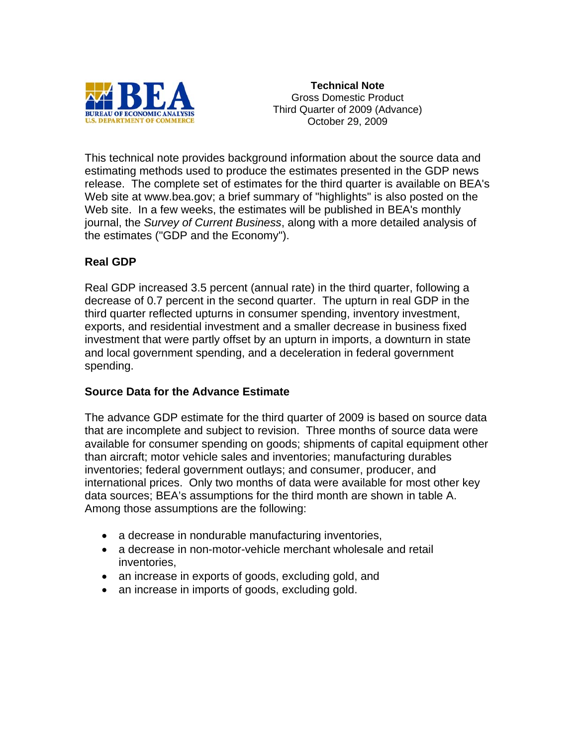**Technical Note**
Gross Domestic Product
Third Quarter of 2009 (Advance)
October 29, 2009

This technical note provides background information about the source data and estimating methods used to produce the estimates presented in the GDP news release. The complete set of estimates for the third quarter is available on BEA's Web site at www.bea.gov; a brief summary of "highlights" is also posted on the Web site. In a few weeks, the estimates will be published in BEA's monthly journal, the *Survey of Current Business*, along with a more detailed analysis of the estimates ("GDP and the Economy").

## Real GDP

Real GDP increased 3.5 percent (annual rate) in the third quarter, following a decrease of 0.7 percent in the second quarter. The upturn in real GDP in the third quarter reflected upturns in consumer spending, inventory investment, exports, and residential investment and a smaller decrease in business fixed investment that were partly offset by an upturn in imports, a downturn in state and local government spending, and a deceleration in federal government spending.

## Source Data for the Advance Estimate

The advance GDP estimate for the third quarter of 2009 is based on source data that are incomplete and subject to revision. Three months of source data were available for consumer spending on goods; shipments of capital equipment other than aircraft; motor vehicle sales and inventories; manufacturing durables inventories; federal government outlays; and consumer, producer, and international prices. Only two months of data were available for most other key data sources; BEA's assumptions for the third month are shown in table A. Among those assumptions are the following:

- a decrease in nondurable manufacturing inventories,
- a decrease in non-motor-vehicle merchant wholesale and retail inventories,
- an increase in exports of goods, excluding gold, and
- an increase in imports of goods, excluding gold.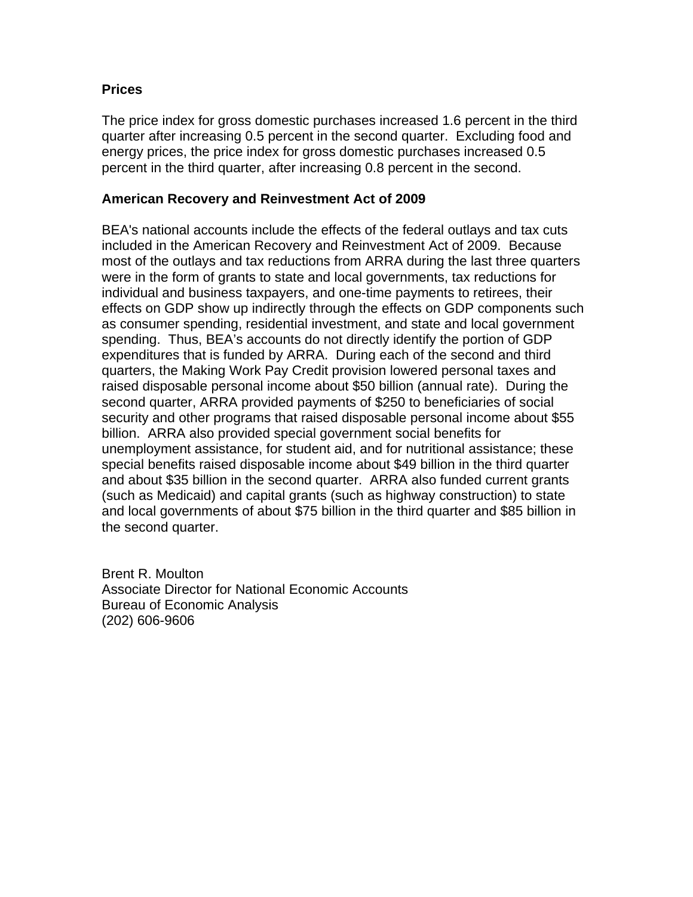**Prices**

The price index for gross domestic purchases increased 1.6 percent in the third quarter after increasing 0.5 percent in the second quarter. Excluding food and energy prices, the price index for gross domestic purchases increased 0.5 percent in the third quarter, after increasing 0.8 percent in the second.

**American Recovery and Reinvestment Act of 2009**

BEA's national accounts include the effects of the federal outlays and tax cuts included in the American Recovery and Reinvestment Act of 2009. Because most of the outlays and tax reductions from ARRA during the last three quarters were in the form of grants to state and local governments, tax reductions for individual and business taxpayers, and one-time payments to retirees, their effects on GDP show up indirectly through the effects on GDP components such as consumer spending, residential investment, and state and local government spending. Thus, BEA's accounts do not directly identify the portion of GDP expenditures that is funded by ARRA. During each of the second and third quarters, the Making Work Pay Credit provision lowered personal taxes and raised disposable personal income about $50 billion (annual rate). During the second quarter, ARRA provided payments of $250 to beneficiaries of social security and other programs that raised disposable personal income about $55 billion. ARRA also provided special government social benefits for unemployment assistance, for student aid, and for nutritional assistance; these special benefits raised disposable income about $49 billion in the third quarter and about $35 billion in the second quarter. ARRA also funded current grants (such as Medicaid) and capital grants (such as highway construction) to state and local governments of about $75 billion in the third quarter and $85 billion in the second quarter.

Brent R. Moulton
Associate Director for National Economic Accounts
Bureau of Economic Analysis
(202) 606-9606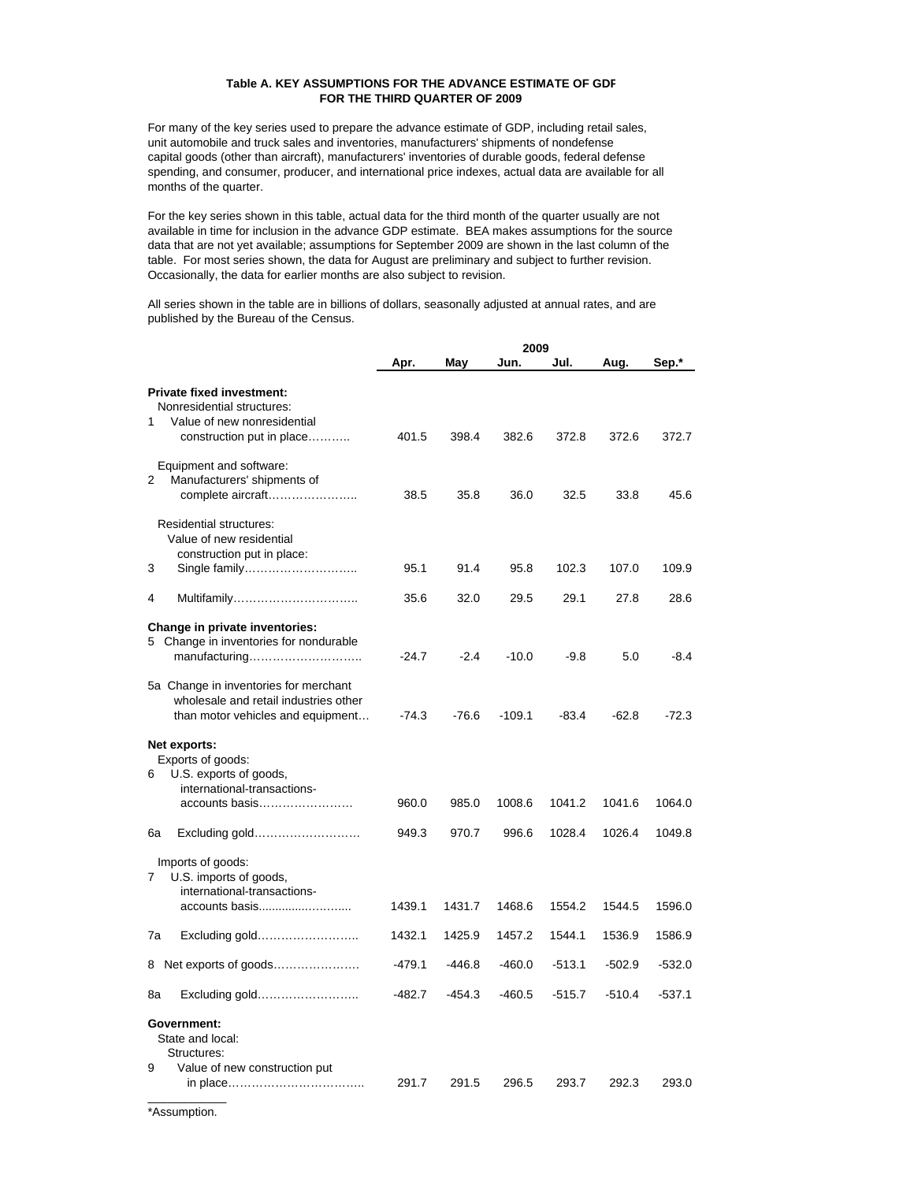**Table A. KEY ASSUMPTIONS FOR THE ADVANCE ESTIMATE OF GDP FOR THE THIRD QUARTER OF 2009**

For many of the key series used to prepare the advance estimate of GDP, including retail sales, unit automobile and truck sales and inventories, manufacturers' shipments of nondefense capital goods (other than aircraft), manufacturers' inventories of durable goods, federal defense spending, and consumer, producer, and international price indexes, actual data are available for all months of the quarter.

For the key series shown in this table, actual data for the third month of the quarter usually are not available in time for inclusion in the advance GDP estimate. BEA makes assumptions for the source data that are not yet available; assumptions for September 2009 are shown in the last column of the table. For most series shown, the data for August are preliminary and subject to further revision. Occasionally, the data for earlier months are also subject to revision.

All series shown in the table are in billions of dollars, seasonally adjusted at annual rates, and are published by the Bureau of the Census.

| | 2009 | | | | | |
|---|---|---|---|---|---|---|
| | Apr. | May | Jun. | Jul. | Aug. | Sep.* |
| **Private fixed investment:** | | | | | | |
| Nonresidential structures: | | | | | | |
| 1 Value of new nonresidential construction put in place……….. | 401.5 | 398.4 | 382.6 | 372.8 | 372.6 | 372.7 |
| Equipment and software: | | | | | | |
| 2 Manufacturers' shipments of complete aircraft………………….. | 38.5 | 35.8 | 36.0 | 32.5 | 33.8 | 45.6 |
| Residential structures: | | | | | | |
| Value of new residential construction put in place: | | | | | | |
| 3 Single family……………………….. | 95.1 | 91.4 | 95.8 | 102.3 | 107.0 | 109.9 |
| 4 Multifamily………………………….. | 35.6 | 32.0 | 29.5 | 29.1 | 27.8 | 28.6 |
| **Change in private inventories:** | | | | | | |
| 5 Change in inventories for nondurable manufacturing……………………….. | -24.7 | -2.4 | -10.0 | -9.8 | 5.0 | -8.4 |
| 5a Change in inventories for merchant wholesale and retail industries other than motor vehicles and equipment… | -74.3 | -76.6 | -109.1 | -83.4 | -62.8 | -72.3 |
| **Net exports:** | | | | | | |
| Exports of goods: | | | | | | |
| 6 U.S. exports of goods, international-transactions-accounts basis……………………. | 960.0 | 985.0 | 1008.6 | 1041.2 | 1041.6 | 1064.0 |
| 6a Excluding gold……………………… | 949.3 | 970.7 | 996.6 | 1028.4 | 1026.4 | 1049.8 |
| Imports of goods: | | | | | | |
| 7 U.S. imports of goods, international-transactions-accounts basis........................ | 1439.1 | 1431.7 | 1468.6 | 1554.2 | 1544.5 | 1596.0 |
| 7a Excluding gold…………………….. | 1432.1 | 1425.9 | 1457.2 | 1544.1 | 1536.9 | 1586.9 |
| 8 Net exports of goods………………… | -479.1 | -446.8 | -460.0 | -513.1 | -502.9 | -532.0 |
| 8a Excluding gold…………………….. | -482.7 | -454.3 | -460.5 | -515.7 | -510.4 | -537.1 |
| **Government:** | | | | | | |
| State and local: | | | | | | |
| Structures: | | | | | | |
| 9 Value of new construction put in place…………………………….. | 291.7 | 291.5 | 296.5 | 293.7 | 292.3 | 293.0 |

*Assumption.